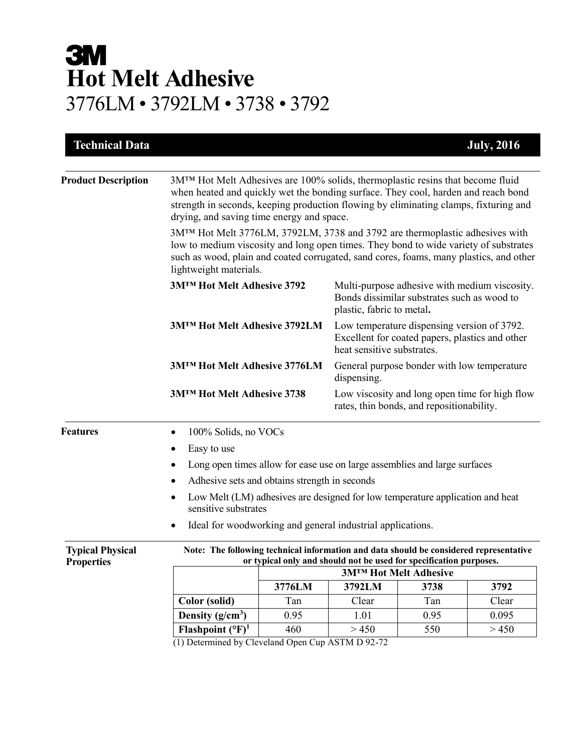# 3M
# Hot Melt Adhesive
## 3776LM • 3792LM • 3738 • 3792

**Technical Data** **July, 2016**

---

**Product Description**

3M™ Hot Melt Adhesives are 100% solids, thermoplastic resins that become fluid when heated and quickly wet the bonding surface. They cool, harden and reach bond strength in seconds, keeping production flowing by eliminating clamps, fixturing and drying, and saving time energy and space.

3M™ Hot Melt 3776LM, 3792LM, 3738 and 3792 are thermoplastic adhesives with low to medium viscosity and long open times. They bond to wide variety of substrates such as wood, plain and coated corrugated, sand cores, foams, many plastics, and other lightweight materials.

| | |
|---|---|
| **3M™ Hot Melt Adhesive 3792** | Multi-purpose adhesive with medium viscosity. Bonds dissimilar substrates such as wood to plastic, fabric to metal**.** |
| **3M™ Hot Melt Adhesive 3792LM** | Low temperature dispensing version of 3792. Excellent for coated papers, plastics and other heat sensitive substrates. |
| **3M™ Hot Melt Adhesive 3776LM** | General purpose bonder with low temperature dispensing. |
| **3M™ Hot Melt Adhesive 3738** | Low viscosity and long open time for high flow rates, thin bonds, and repositionability. |

**Features**

- 100% Solids, no VOCs
- Easy to use
- Long open times allow for ease use on large assemblies and large surfaces
- Adhesive sets and obtains strength in seconds
- Low Melt (LM) adhesives are designed for low temperature application and heat sensitive substrates
- Ideal for woodworking and general industrial applications.

**Typical Physical Properties**

**Note: The following technical information and data should be considered representative or typical only and should not be used for specification purposes.**

| | 3M™ Hot Melt Adhesive | | | |
|---|---|---|---|---|
| | **3776LM** | **3792LM** | **3738** | **3792** |
| **Color (solid)** | Tan | Clear | Tan | Clear |
| **Density (g/cm$^3$)** | 0.95 | 1.01 | 0.95 | 0.095 |
| **Flashpoint (°F)[1]** | 460 | > 450 | 550 | > 450 |

(1) Determined by Cleveland Open Cup ASTM D 92-72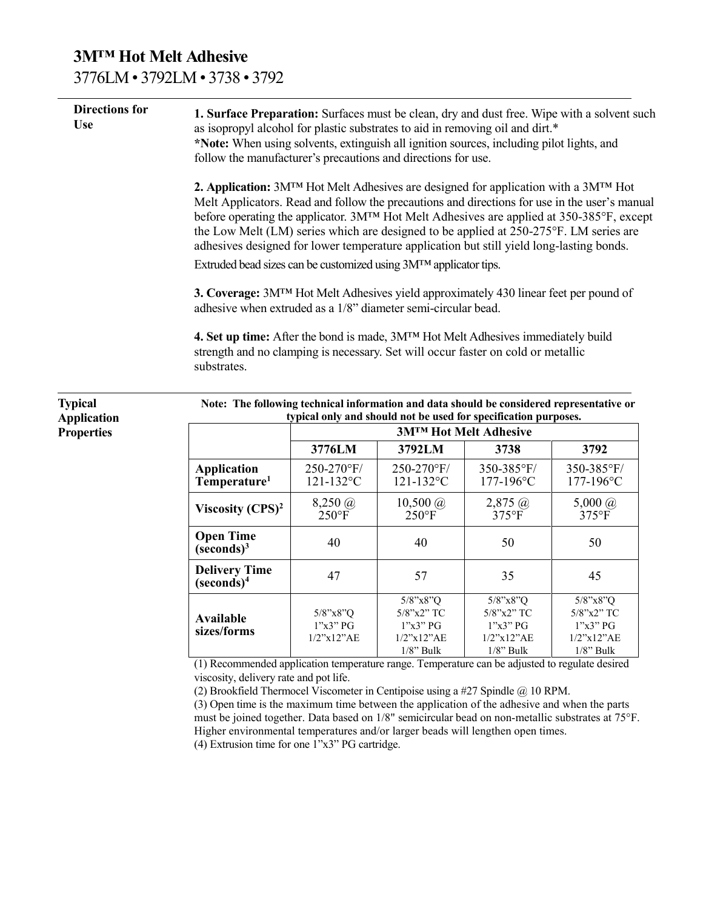# 3M™ Hot Melt Adhesive

3776LM • 3792LM • 3738 • 3792

## Directions for Use

**1. Surface Preparation:** Surfaces must be clean, dry and dust free. Wipe with a solvent such as isopropyl alcohol for plastic substrates to aid in removing oil and dirt.*
***Note:** When using solvents, extinguish all ignition sources, including pilot lights, and follow the manufacturer's precautions and directions for use.

**2. Application:** 3M™ Hot Melt Adhesives are designed for application with a 3M™ Hot Melt Applicators. Read and follow the precautions and directions for use in the user's manual before operating the applicator. 3M™ Hot Melt Adhesives are applied at 350-385°F, except the Low Melt (LM) series which are designed to be applied at 250-275°F. LM series are adhesives designed for lower temperature application but still yield long-lasting bonds.
Extruded bead sizes can be customized using 3M™ applicator tips.

**3. Coverage:** 3M™ Hot Melt Adhesives yield approximately 430 linear feet per pound of adhesive when extruded as a 1/8" diameter semi-circular bead.

**4. Set up time:** After the bond is made, 3M™ Hot Melt Adhesives immediately build strength and no clamping is necessary. Set will occur faster on cold or metallic substrates.

## Typical Application Properties

**Note: The following technical information and data should be considered representative or typical only and should not be used for specification purposes.**

| | 3M™ Hot Melt Adhesive | | | |
|---|---|---|---|---|
| | **3776LM** | **3792LM** | **3738** | **3792** |
| **Application Temperature[1]** | 250-270°F/ 121-132°C | 250-270°F/ 121-132°C | 350-385°F/ 177-196°C | 350-385°F/ 177-196°C |
| **Viscosity (CPS)[2]** | 8,250 @ 250°F | 10,500 @ 250°F | 2,875 @ 375°F | 5,000 @ 375°F |
| **Open Time (seconds)[3]** | 40 | 40 | 50 | 50 |
| **Delivery Time (seconds)[4]** | 47 | 57 | 35 | 45 |
| **Available sizes/forms** | 5/8"x8"Q<br>1"x3" PG<br>1/2"x12"AE | 5/8"x8"Q<br>5/8"x2" TC<br>1"x3" PG<br>1/2"x12"AE<br>1/8" Bulk | 5/8"x8"Q<br>5/8"x2" TC<br>1"x3" PG<br>1/2"x12"AE<br>1/8" Bulk | 5/8"x8"Q<br>5/8"x2" TC<br>1"x3" PG<br>1/2"x12"AE<br>1/8" Bulk |

(1) Recommended application temperature range. Temperature can be adjusted to regulate desired viscosity, delivery rate and pot life.
(2) Brookfield Thermocel Viscometer in Centipoise using a #27 Spindle @ 10 RPM.
(3) Open time is the maximum time between the application of the adhesive and when the parts must be joined together. Data based on 1/8" semicircular bead on non-metallic substrates at 75°F. Higher environmental temperatures and/or larger beads will lengthen open times.
(4) Extrusion time for one 1"x3" PG cartridge.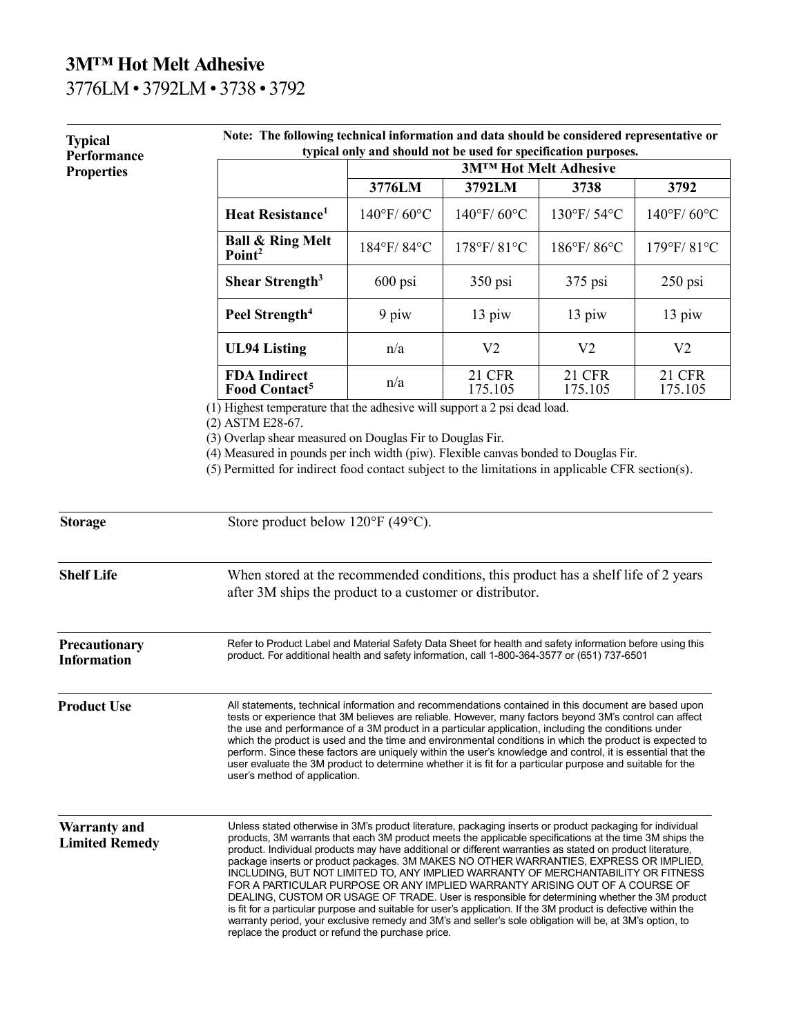# 3M™ Hot Melt Adhesive

## 3776LM • 3792LM • 3738 • 3792

### Typical Performance Properties

**Note: The following technical information and data should be considered representative or typical only and should not be used for specification purposes.**

| | 3M™ Hot Melt Adhesive | | | |
|---|---|---|---|---|
| | **3776LM** | **3792LM** | **3738** | **3792** |
| **Heat Resistance[1]** | 140°F/ 60°C | 140°F/ 60°C | 130°F/ 54°C | 140°F/ 60°C |
| **Ball & Ring Melt Point[2]** | 184°F/ 84°C | 178°F/ 81°C | 186°F/ 86°C | 179°F/ 81°C |
| **Shear Strength[3]** | 600 psi | 350 psi | 375 psi | 250 psi |
| **Peel Strength[4]** | 9 piw | 13 piw | 13 piw | 13 piw |
| **UL94 Listing** | n/a | V2 | V2 | V2 |
| **FDA Indirect Food Contact[5]** | n/a | 21 CFR 175.105 | 21 CFR 175.105 | 21 CFR 175.105 |

(1) Highest temperature that the adhesive will support a 2 psi dead load.

(2) ASTM E28-67.

(3) Overlap shear measured on Douglas Fir to Douglas Fir.

(4) Measured in pounds per inch width (piw). Flexible canvas bonded to Douglas Fir.

(5) Permitted for indirect food contact subject to the limitations in applicable CFR section(s).

### Storage

Store product below 120°F (49°C).

### Shelf Life

When stored at the recommended conditions, this product has a shelf life of 2 years after 3M ships the product to a customer or distributor.

### Precautionary Information

Refer to Product Label and Material Safety Data Sheet for health and safety information before using this product. For additional health and safety information, call 1-800-364-3577 or (651) 737-6501

### Product Use

All statements, technical information and recommendations contained in this document are based upon tests or experience that 3M believes are reliable. However, many factors beyond 3M's control can affect the use and performance of a 3M product in a particular application, including the conditions under which the product is used and the time and environmental conditions in which the product is expected to perform. Since these factors are uniquely within the user's knowledge and control, it is essential that the user evaluate the 3M product to determine whether it is fit for a particular purpose and suitable for the user's method of application.

### Warranty and Limited Remedy

Unless stated otherwise in 3M's product literature, packaging inserts or product packaging for individual products, 3M warrants that each 3M product meets the applicable specifications at the time 3M ships the product. Individual products may have additional or different warranties as stated on product literature, package inserts or product packages. 3M MAKES NO OTHER WARRANTIES, EXPRESS OR IMPLIED, INCLUDING, BUT NOT LIMITED TO, ANY IMPLIED WARRANTY OF MERCHANTABILITY OR FITNESS FOR A PARTICULAR PURPOSE OR ANY IMPLIED WARRANTY ARISING OUT OF A COURSE OF DEALING, CUSTOM OR USAGE OF TRADE. User is responsible for determining whether the 3M product is fit for a particular purpose and suitable for user's application. If the 3M product is defective within the warranty period, your exclusive remedy and 3M's and seller's sole obligation will be, at 3M's option, to replace the product or refund the purchase price.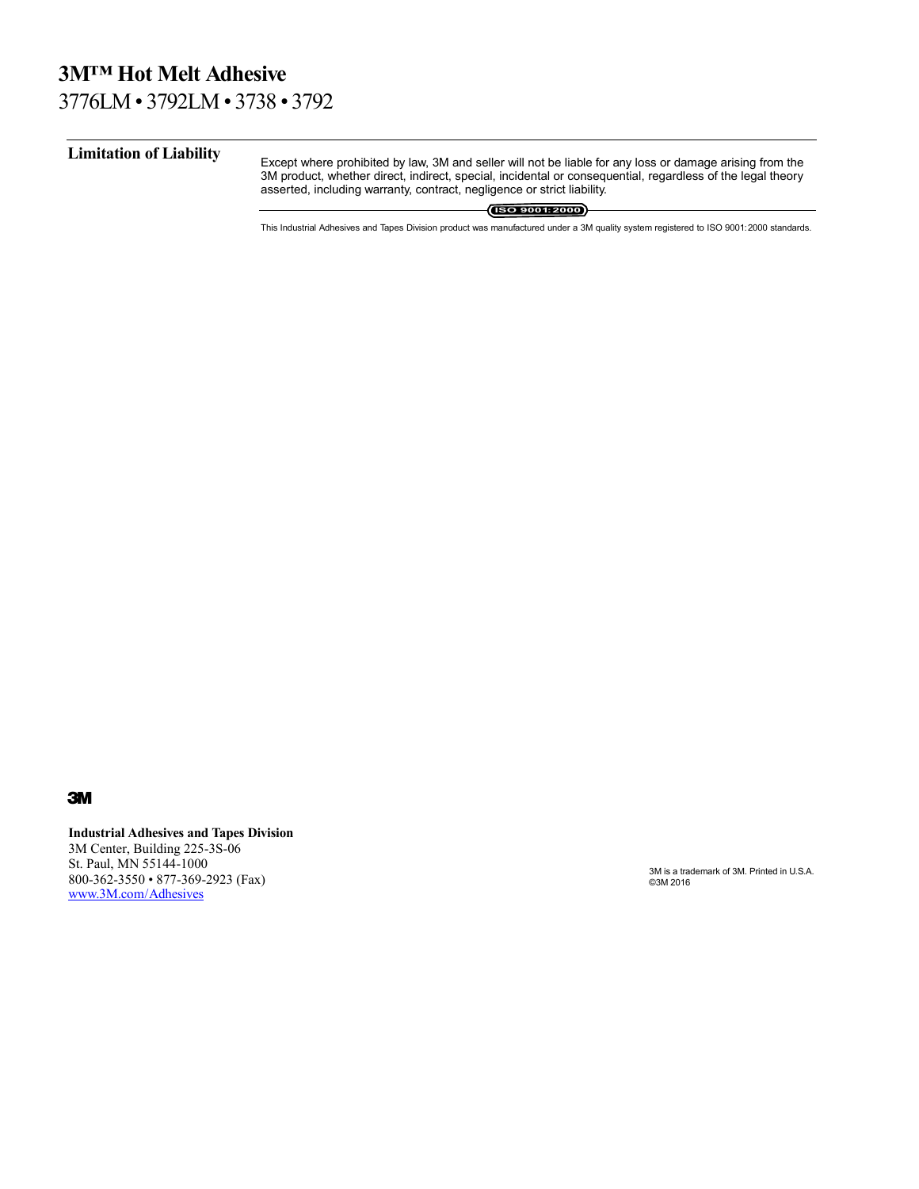# 3M™ Hot Melt Adhesive

3776LM • 3792LM • 3738 • 3792

## Limitation of Liability

Except where prohibited by law, 3M and seller will not be liable for any loss or damage arising from the 3M product, whether direct, indirect, special, incidental or consequential, regardless of the legal theory asserted, including warranty, contract, negligence or strict liability.

ISO 9001:2000

This Industrial Adhesives and Tapes Division product was manufactured under a 3M quality system registered to ISO 9001:2000 standards.

3M

**Industrial Adhesives and Tapes Division**
3M Center, Building 225-3S-06
St. Paul, MN 55144-1000
800-362-3550 • 877-369-2923 (Fax)
www.3M.com/Adhesives

3M is a trademark of 3M. Printed in U.S.A.
©3M 2016